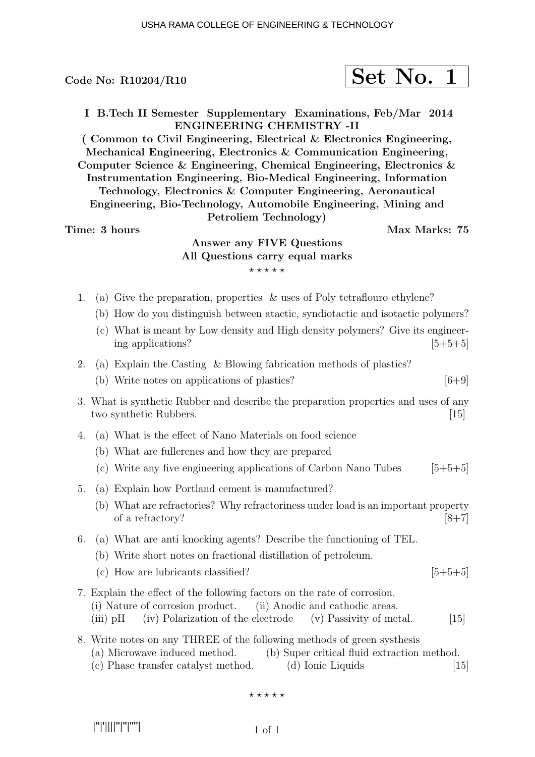Code No: R10204/R10

**Set No. 1**

**I B.Tech II Semester Supplementary Examinations, Feb/Mar 2014**
**ENGINEERING CHEMISTRY -II**
**( Common to Civil Engineering, Electrical & Electronics Engineering, Mechanical Engineering, Electronics & Communication Engineering, Computer Science & Engineering, Chemical Engineering, Electronics & Instrumentation Engineering, Bio-Medical Engineering, Information Technology, Electronics & Computer Engineering, Aeronautical Engineering, Bio-Technology, Automobile Engineering, Mining and Petroliem Technology)**

**Time: 3 hours** **Max Marks: 75**

**Answer any FIVE Questions**
**All Questions carry equal marks**

⋆ ⋆ ⋆ ⋆ ⋆

1. (a) Give the preparation, properties & uses of Poly tetraflouro ethylene?
   (b) How do you distinguish between atactic, syndiotactic and isotactic polymers?
   (c) What is meant by Low density and High density polymers? Give its engineering applications? [5+5+5]

2. (a) Explain the Casting & Blowing fabrication methods of plastics?
   (b) Write notes on applications of plastics? [6+9]

3. What is synthetic Rubber and describe the preparation properties and uses of any two synthetic Rubbers. [15]

4. (a) What is the effect of Nano Materials on food science
   (b) What are fullerenes and how they are prepared
   (c) Write any five engineering applications of Carbon Nano Tubes [5+5+5]

5. (a) Explain how Portland cement is manufactured?
   (b) What are refractories? Why refractoriness under load is an important property of a refractory? [8+7]

6. (a) What are anti knocking agents? Describe the functioning of TEL.
   (b) Write short notes on fractional distillation of petroleum.
   (c) How are lubricants classified? [5+5+5]

7. Explain the effect of the following factors on the rate of corrosion.
   (i) Nature of corrosion product. (ii) Anodic and cathodic areas.
   (iii) pH (iv) Polarization of the electrode (v) Passivity of metal. [15]

8. Write notes on any THREE of the following methods of green systhesis
   (a) Microwave induced method. (b) Super critical fluid extraction method.
   (c) Phase transfer catalyst method. (d) Ionic Liquids [15]

⋆ ⋆ ⋆ ⋆ ⋆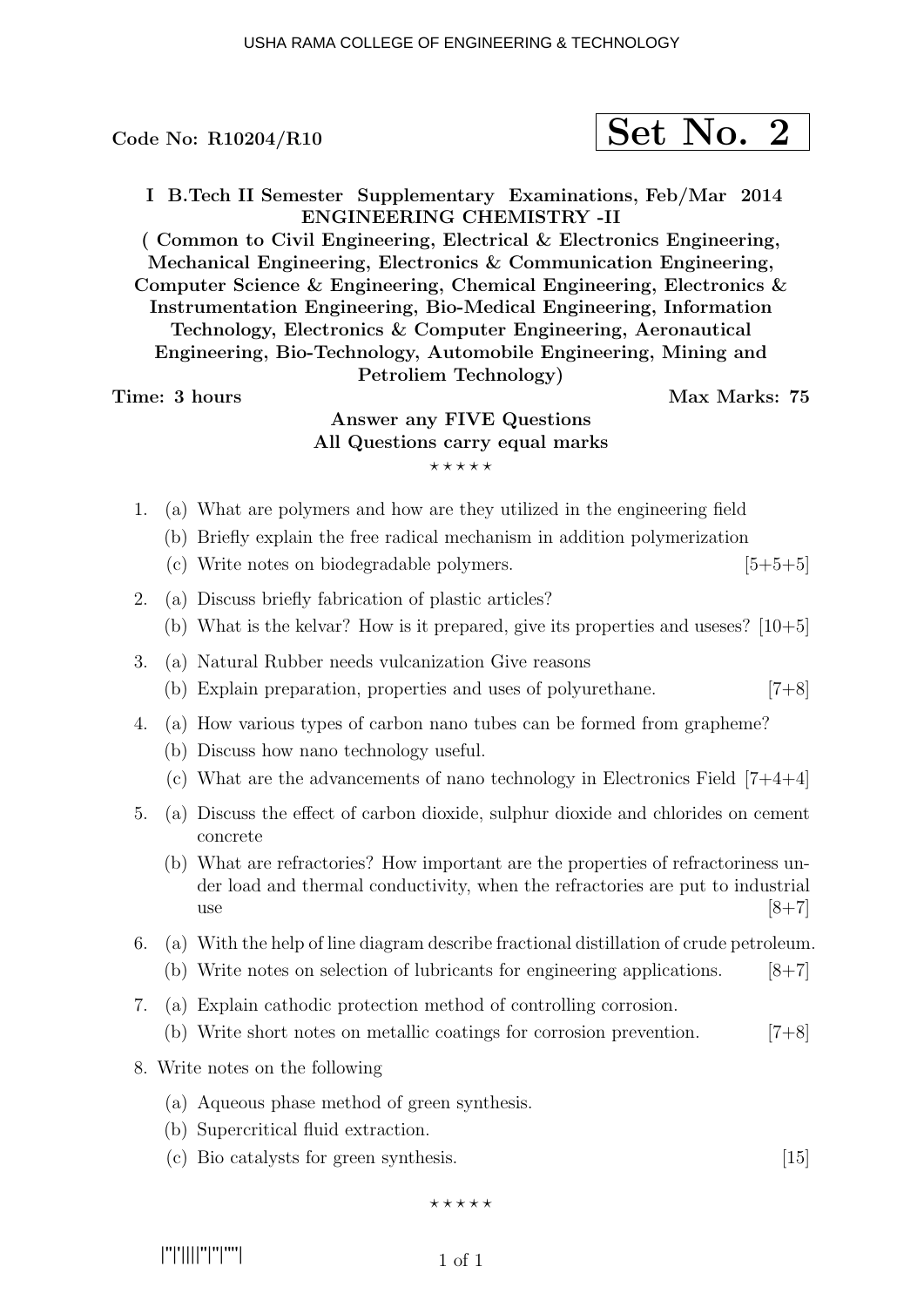Code No: R10204/R10

**Set No. 2**

**I B.Tech II Semester Supplementary Examinations, Feb/Mar 2014**
**ENGINEERING CHEMISTRY -II**
**( Common to Civil Engineering, Electrical & Electronics Engineering, Mechanical Engineering, Electronics & Communication Engineering, Computer Science & Engineering, Chemical Engineering, Electronics & Instrumentation Engineering, Bio-Medical Engineering, Information Technology, Electronics & Computer Engineering, Aeronautical Engineering, Bio-Technology, Automobile Engineering, Mining and Petroliem Technology)**

**Time: 3 hours** **Max Marks: 75**

**Answer any FIVE Questions**
**All Questions carry equal marks**

⋆ ⋆ ⋆ ⋆ ⋆

1. (a) What are polymers and how are they utilized in the engineering field
   (b) Briefly explain the free radical mechanism in addition polymerization
   (c) Write notes on biodegradable polymers. [5+5+5]

2. (a) Discuss briefly fabrication of plastic articles?
   (b) What is the kelvar? How is it prepared, give its properties and useses? [10+5]

3. (a) Natural Rubber needs vulcanization Give reasons
   (b) Explain preparation, properties and uses of polyurethane. [7+8]

4. (a) How various types of carbon nano tubes can be formed from grapheme?
   (b) Discuss how nano technology useful.
   (c) What are the advancements of nano technology in Electronics Field [7+4+4]

5. (a) Discuss the effect of carbon dioxide, sulphur dioxide and chlorides on cement concrete
   (b) What are refractories? How important are the properties of refractoriness under load and thermal conductivity, when the refractories are put to industrial use [8+7]

6. (a) With the help of line diagram describe fractional distillation of crude petroleum.
   (b) Write notes on selection of lubricants for engineering applications. [8+7]

7. (a) Explain cathodic protection method of controlling corrosion.
   (b) Write short notes on metallic coatings for corrosion prevention. [7+8]

8. Write notes on the following
   (a) Aqueous phase method of green synthesis.
   (b) Supercritical fluid extraction.
   (c) Bio catalysts for green synthesis. [15]

⋆ ⋆ ⋆ ⋆ ⋆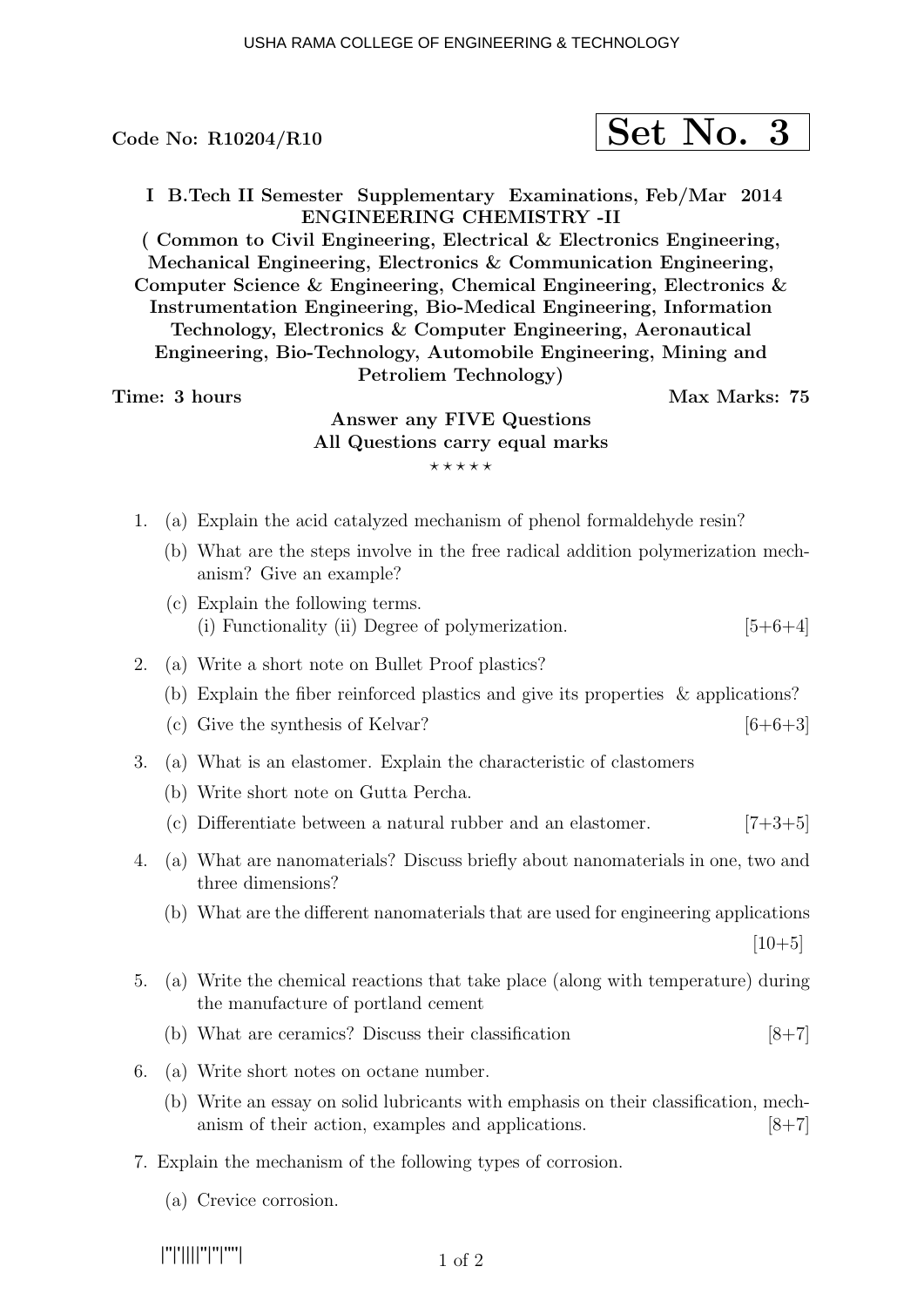Code No: R10204/R10

**Set No. 3**

**I B.Tech II Semester Supplementary Examinations, Feb/Mar 2014**
**ENGINEERING CHEMISTRY -II**
**( Common to Civil Engineering, Electrical & Electronics Engineering, Mechanical Engineering, Electronics & Communication Engineering, Computer Science & Engineering, Chemical Engineering, Electronics & Instrumentation Engineering, Bio-Medical Engineering, Information Technology, Electronics & Computer Engineering, Aeronautical Engineering, Bio-Technology, Automobile Engineering, Mining and Petroliem Technology)**

**Time: 3 hours** **Max Marks: 75**

**Answer any FIVE Questions**
**All Questions carry equal marks**

⋆ ⋆ ⋆ ⋆ ⋆

1. (a) Explain the acid catalyzed mechanism of phenol formaldehyde resin?
   (b) What are the steps involve in the free radical addition polymerization mechanism? Give an example?
   (c) Explain the following terms.
   (i) Functionality (ii) Degree of polymerization. [5+6+4]

2. (a) Write a short note on Bullet Proof plastics?
   (b) Explain the fiber reinforced plastics and give its properties & applications?
   (c) Give the synthesis of Kelvar? [6+6+3]

3. (a) What is an elastomer. Explain the characteristic of clastomers
   (b) Write short note on Gutta Percha.
   (c) Differentiate between a natural rubber and an elastomer. [7+3+5]

4. (a) What are nanomaterials? Discuss briefly about nanomaterials in one, two and three dimensions?
   (b) What are the different nanomaterials that are used for engineering applications [10+5]

5. (a) Write the chemical reactions that take place (along with temperature) during the manufacture of portland cement
   (b) What are ceramics? Discuss their classification [8+7]

6. (a) Write short notes on octane number.
   (b) Write an essay on solid lubricants with emphasis on their classification, mechanism of their action, examples and applications. [8+7]

7. Explain the mechanism of the following types of corrosion.
   (a) Crevice corrosion.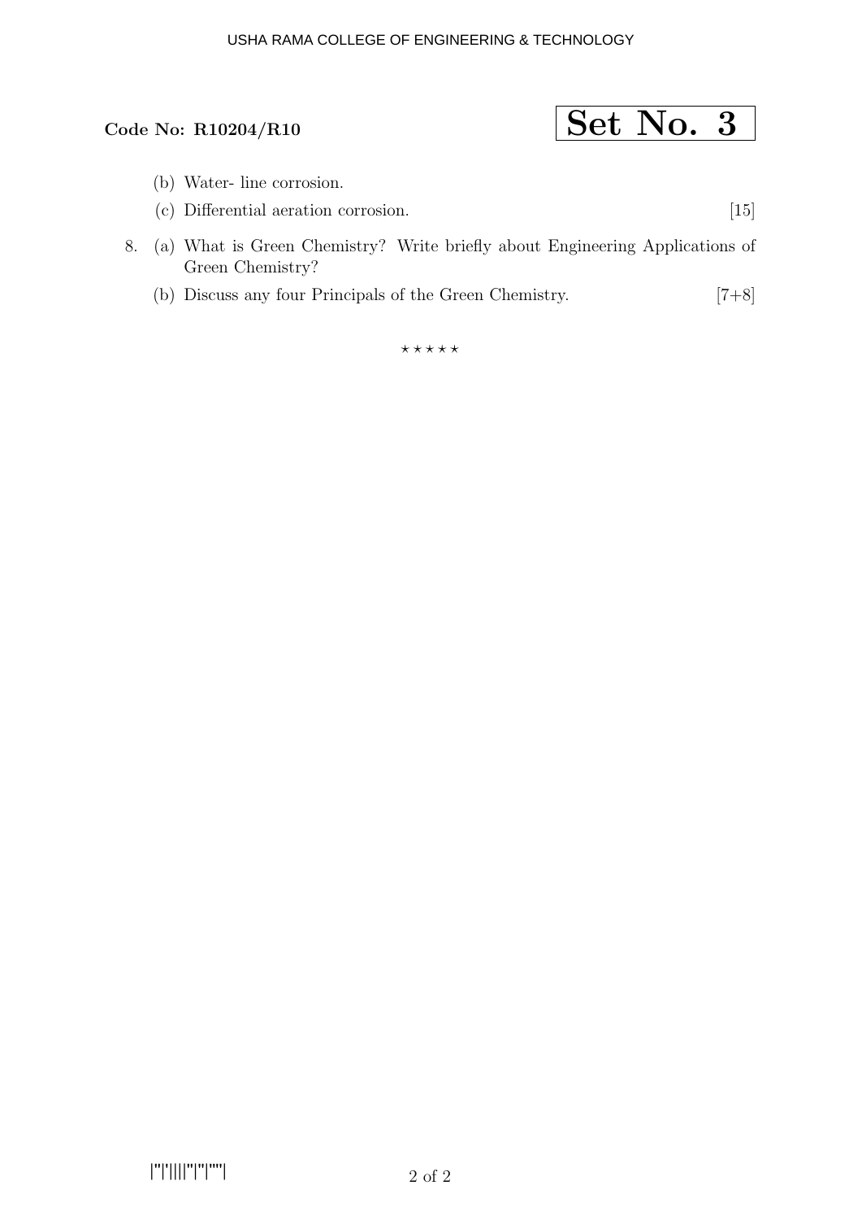**Code No: R10204/R10**

**Set No. 3**

(b) Water- line corrosion.

(c) Differential aeration corrosion. [15]

8. (a) What is Green Chemistry? Write briefly about Engineering Applications of Green Chemistry?

   (b) Discuss any four Principals of the Green Chemistry. [7+8]

⋆ ⋆ ⋆ ⋆ ⋆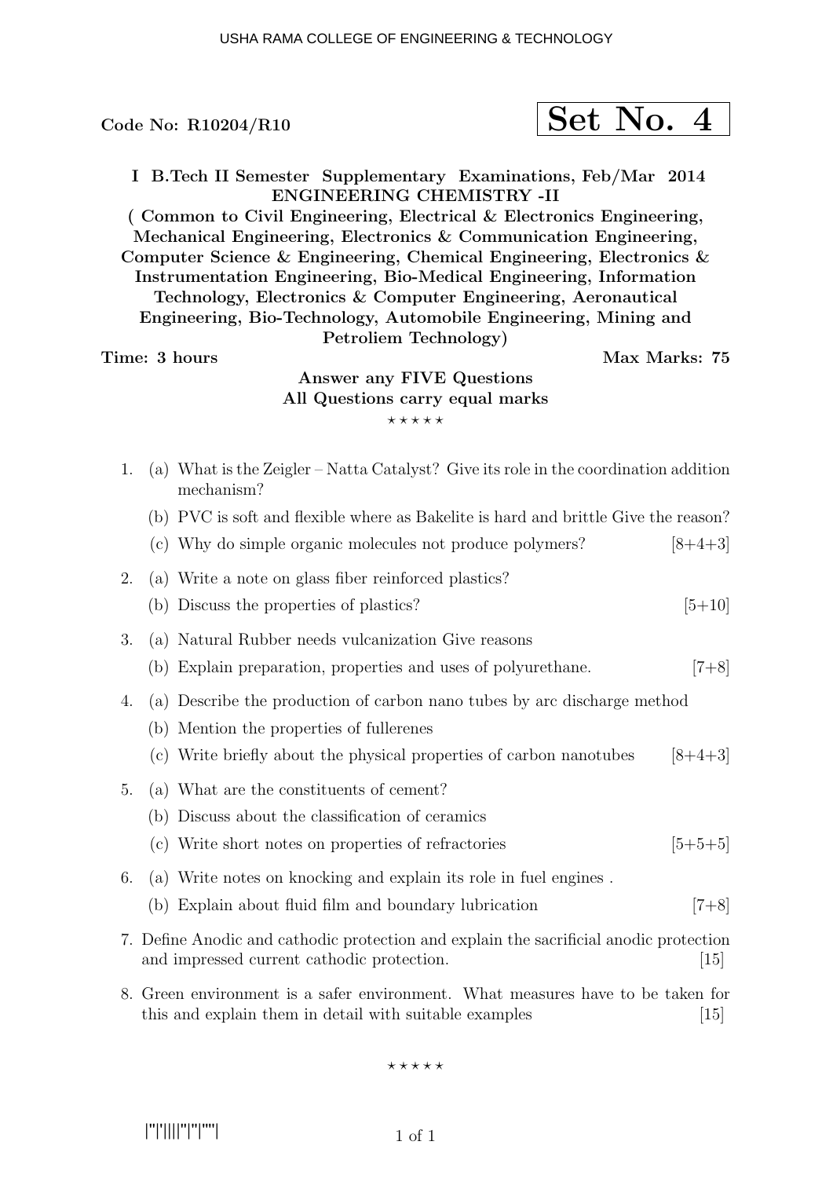Code No: R10204/R10

**Set No. 4**

**I B.Tech II Semester Supplementary Examinations, Feb/Mar 2014**
**ENGINEERING CHEMISTRY -II**
**( Common to Civil Engineering, Electrical & Electronics Engineering, Mechanical Engineering, Electronics & Communication Engineering, Computer Science & Engineering, Chemical Engineering, Electronics & Instrumentation Engineering, Bio-Medical Engineering, Information Technology, Electronics & Computer Engineering, Aeronautical Engineering, Bio-Technology, Automobile Engineering, Mining and Petroliem Technology)**

**Time: 3 hours** **Max Marks: 75**

**Answer any FIVE Questions**
**All Questions carry equal marks**

⋆ ⋆ ⋆ ⋆ ⋆

1. (a) What is the Zeigler – Natta Catalyst? Give its role in the coordination addition mechanism?
   (b) PVC is soft and flexible where as Bakelite is hard and brittle Give the reason?
   (c) Why do simple organic molecules not produce polymers? [8+4+3]

2. (a) Write a note on glass fiber reinforced plastics?
   (b) Discuss the properties of plastics? [5+10]

3. (a) Natural Rubber needs vulcanization Give reasons
   (b) Explain preparation, properties and uses of polyurethane. [7+8]

4. (a) Describe the production of carbon nano tubes by arc discharge method
   (b) Mention the properties of fullerenes
   (c) Write briefly about the physical properties of carbon nanotubes [8+4+3]

5. (a) What are the constituents of cement?
   (b) Discuss about the classification of ceramics
   (c) Write short notes on properties of refractories [5+5+5]

6. (a) Write notes on knocking and explain its role in fuel engines .
   (b) Explain about fluid film and boundary lubrication [7+8]

7. Define Anodic and cathodic protection and explain the sacrificial anodic protection and impressed current cathodic protection. [15]

8. Green environment is a safer environment. What measures have to be taken for this and explain them in detail with suitable examples [15]

⋆ ⋆ ⋆ ⋆ ⋆